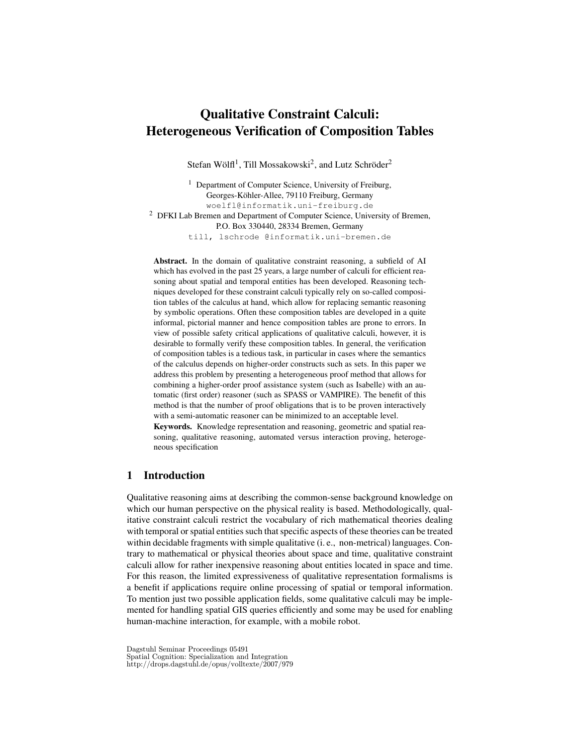# Qualitative Constraint Calculi: Heterogeneous Verification of Composition Tables

Stefan Wölfl[1], Till Mossakowski[2], and Lutz Schröder[2]

[1] Department of Computer Science, University of Freiburg, Georges-Köhler-Allee, 79110 Freiburg, Germany
woelfl@informatik.uni-freiburg.de

[2] DFKI Lab Bremen and Department of Computer Science, University of Bremen, P.O. Box 330440, 28334 Bremen, Germany
till, lschrode @informatik.uni-bremen.de

**Abstract.** In the domain of qualitative constraint reasoning, a subfield of AI which has evolved in the past 25 years, a large number of calculi for efficient reasoning about spatial and temporal entities has been developed. Reasoning techniques developed for these constraint calculi typically rely on so-called composition tables of the calculus at hand, which allow for replacing semantic reasoning by symbolic operations. Often these composition tables are developed in a quite informal, pictorial manner and hence composition tables are prone to errors. In view of possible safety critical applications of qualitative calculi, however, it is desirable to formally verify these composition tables. In general, the verification of composition tables is a tedious task, in particular in cases where the semantics of the calculus depends on higher-order constructs such as sets. In this paper we address this problem by presenting a heterogeneous proof method that allows for combining a higher-order proof assistance system (such as Isabelle) with an automatic (first order) reasoner (such as SPASS or VAMPIRE). The benefit of this method is that the number of proof obligations that is to be proven interactively with a semi-automatic reasoner can be minimized to an acceptable level.

**Keywords.** Knowledge representation and reasoning, geometric and spatial reasoning, qualitative reasoning, automated versus interaction proving, heterogeneous specification

## 1 Introduction

Qualitative reasoning aims at describing the common-sense background knowledge on which our human perspective on the physical reality is based. Methodologically, qualitative constraint calculi restrict the vocabulary of rich mathematical theories dealing with temporal or spatial entities such that specific aspects of these theories can be treated within decidable fragments with simple qualitative (i. e., non-metrical) languages. Contrary to mathematical or physical theories about space and time, qualitative constraint calculi allow for rather inexpensive reasoning about entities located in space and time. For this reason, the limited expressiveness of qualitative representation formalisms is a benefit if applications require online processing of spatial or temporal information. To mention just two possible application fields, some qualitative calculi may be implemented for handling spatial GIS queries efficiently and some may be used for enabling human-machine interaction, for example, with a mobile robot.

Dagstuhl Seminar Proceedings 05491
Spatial Cognition: Specialization and Integration
http://drops.dagstuhl.de/opus/volltexte/2007/979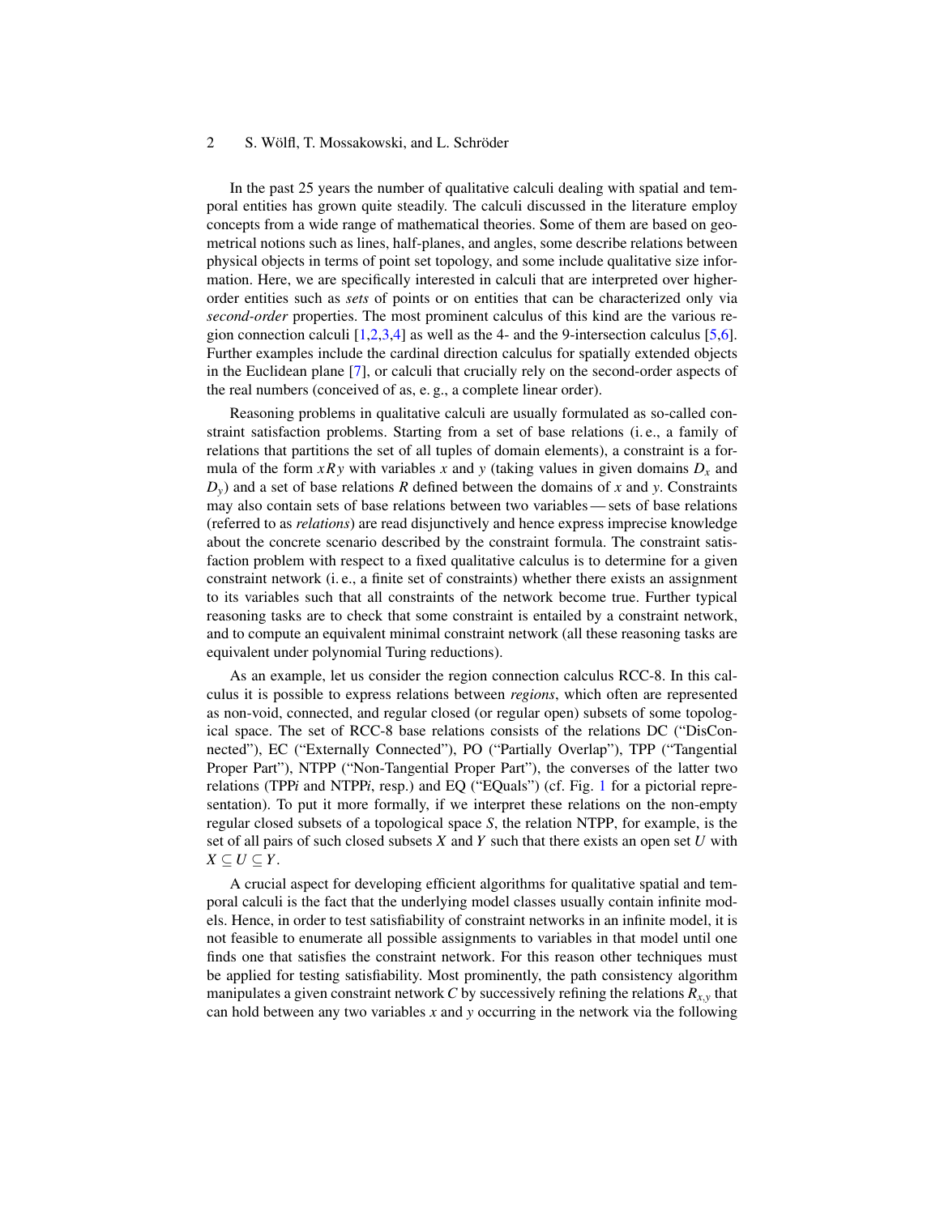In the past 25 years the number of qualitative calculi dealing with spatial and temporal entities has grown quite steadily. The calculi discussed in the literature employ concepts from a wide range of mathematical theories. Some of them are based on geometrical notions such as lines, half-planes, and angles, some describe relations between physical objects in terms of point set topology, and some include qualitative size information. Here, we are specifically interested in calculi that are interpreted over higher-order entities such as *sets* of points or on entities that can be characterized only via *second-order* properties. The most prominent calculus of this kind are the various region connection calculi [1,2,3,4] as well as the 4- and the 9-intersection calculus [5,6]. Further examples include the cardinal direction calculus for spatially extended objects in the Euclidean plane [7], or calculi that crucially rely on the second-order aspects of the real numbers (conceived of as, e. g., a complete linear order).

Reasoning problems in qualitative calculi are usually formulated as so-called constraint satisfaction problems. Starting from a set of base relations (i. e., a family of relations that partitions the set of all tuples of domain elements), a constraint is a formula of the form $xRy$ with variables $x$ and $y$ (taking values in given domains $D_x$ and $D_y$) and a set of base relations $R$ defined between the domains of $x$ and $y$. Constraints may also contain sets of base relations between two variables — sets of base relations (referred to as *relations*) are read disjunctively and hence express imprecise knowledge about the concrete scenario described by the constraint formula. The constraint satisfaction problem with respect to a fixed qualitative calculus is to determine for a given constraint network (i. e., a finite set of constraints) whether there exists an assignment to its variables such that all constraints of the network become true. Further typical reasoning tasks are to check that some constraint is entailed by a constraint network, and to compute an equivalent minimal constraint network (all these reasoning tasks are equivalent under polynomial Turing reductions).

As an example, let us consider the region connection calculus RCC-8. In this calculus it is possible to express relations between *regions*, which often are represented as non-void, connected, and regular closed (or regular open) subsets of some topological space. The set of RCC-8 base relations consists of the relations DC ("DisConnected"), EC ("Externally Connected"), PO ("Partially Overlap"), TPP ("Tangential Proper Part"), NTPP ("Non-Tangential Proper Part"), the converses of the latter two relations (TPP*i* and NTPP*i*, resp.) and EQ ("EQuals") (cf. Fig. 1 for a pictorial representation). To put it more formally, if we interpret these relations on the non-empty regular closed subsets of a topological space $S$, the relation NTPP, for example, is the set of all pairs of such closed subsets $X$ and $Y$ such that there exists an open set $U$ with $X \subseteq U \subseteq Y$.

A crucial aspect for developing efficient algorithms for qualitative spatial and temporal calculi is the fact that the underlying model classes usually contain infinite models. Hence, in order to test satisfiability of constraint networks in an infinite model, it is not feasible to enumerate all possible assignments to variables in that model until one finds one that satisfies the constraint network. For this reason other techniques must be applied for testing satisfiability. Most prominently, the path consistency algorithm manipulates a given constraint network $C$ by successively refining the relations $R_{x,y}$ that can hold between any two variables $x$ and $y$ occurring in the network via the following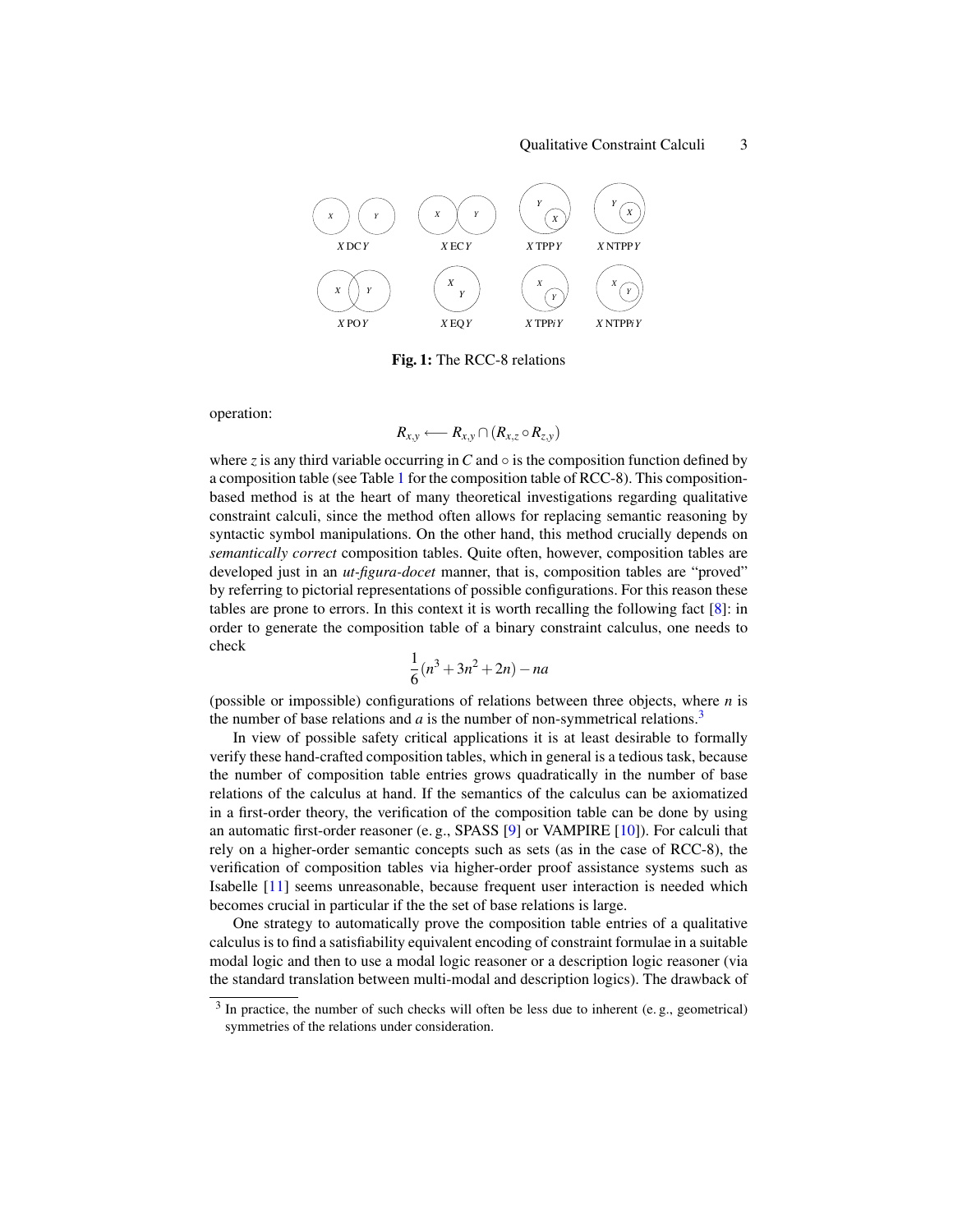**Fig. 1:** The RCC-8 relations

operation:

$$R_{x,y} \longleftarrow R_{x,y} \cap (R_{x,z} \circ R_{z,y})$$

where $z$ is any third variable occurring in $C$ and $\circ$ is the composition function defined by a composition table (see Table 1 for the composition table of RCC-8). This composition-based method is at the heart of many theoretical investigations regarding qualitative constraint calculi, since the method often allows for replacing semantic reasoning by syntactic symbol manipulations. On the other hand, this method crucially depends on *semantically correct* composition tables. Quite often, however, composition tables are developed just in an *ut-figura-docet* manner, that is, composition tables are "proved" by referring to pictorial representations of possible configurations. For this reason these tables are prone to errors. In this context it is worth recalling the following fact [8]: in order to generate the composition table of a binary constraint calculus, one needs to check

$$\frac{1}{6}(n^3 + 3n^2 + 2n) - na$$

(possible or impossible) configurations of relations between three objects, where $n$ is the number of base relations and $a$ is the number of non-symmetrical relations.[3]

In view of possible safety critical applications it is at least desirable to formally verify these hand-crafted composition tables, which in general is a tedious task, because the number of composition table entries grows quadratically in the number of base relations of the calculus at hand. If the semantics of the calculus can be axiomatized in a first-order theory, the verification of the composition table can be done by using an automatic first-order reasoner (e. g., SPASS [9] or VAMPIRE [10]). For calculi that rely on a higher-order semantic concepts such as sets (as in the case of RCC-8), the verification of composition tables via higher-order proof assistance systems such as Isabelle [11] seems unreasonable, because frequent user interaction is needed which becomes crucial in particular if the the set of base relations is large.

One strategy to automatically prove the composition table entries of a qualitative calculus is to find a satisfiability equivalent encoding of constraint formulae in a suitable modal logic and then to use a modal logic reasoner or a description logic reasoner (via the standard translation between multi-modal and description logics). The drawback of

[3] In practice, the number of such checks will often be less due to inherent (e. g., geometrical) symmetries of the relations under consideration.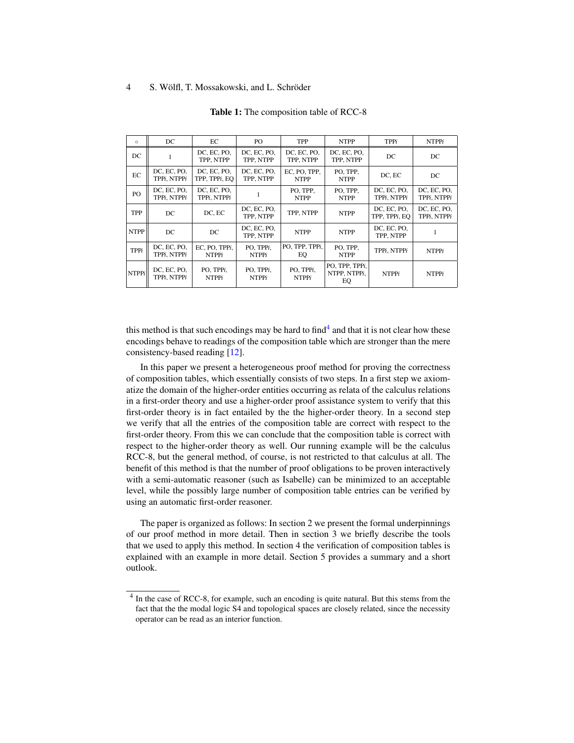**Table 1:** The composition table of RCC-8

| ∘ | DC | EC | PO | TPP | NTPP | TPP*i* | NTPP*i* |
|---|---|---|---|---|---|---|---|
| DC | 1 | DC, EC, PO, TPP, NTPP | DC, EC, PO, TPP, NTPP | DC, EC, PO, TPP, NTPP | DC, EC, PO, TPP, NTPP | DC | DC |
| EC | DC, EC, PO, TPP*i*, NTPP*i* | DC, EC, PO, TPP, TPP*i*, EQ | DC, EC, PO, TPP, NTPP | EC, PO, TPP, NTPP | PO, TPP, NTPP | DC, EC | DC |
| PO | DC, EC, PO, TPP*i*, NTPP*i* | DC, EC, PO, TPP*i*, NTPP*i* | 1 | PO, TPP, NTPP | PO, TPP, NTPP | DC, EC, PO, TPP*i*, NTPP*i* | DC, EC, PO, TPP*i*, NTPP*i* |
| TPP | DC | DC, EC | DC, EC, PO, TPP, NTPP | TPP, NTPP | NTPP | DC, EC, PO, TPP, TPP*i*, EQ | DC, EC, PO, TPP*i*, NTPP*i* |
| NTPP | DC | DC | DC, EC, PO, TPP, NTPP | NTPP | NTPP | DC, EC, PO, TPP, NTPP | 1 |
| TPP*i* | DC, EC, PO, TPP*i*, NTPP*i* | EC, PO, TPP*i*, NTPP*i* | PO, TPP*i*, NTPP*i* | PO, TPP, TPP*i*, EQ | PO, TPP, NTPP | TPP*i*, NTPP*i* | NTPP*i* |
| NTPP*i* | DC, EC, PO, TPP*i*, NTPP*i* | PO, TPP*i*, NTPP*i* | PO, TPP*i*, NTPP*i* | PO, TPP*i*, NTPP*i* | PO, TPP, TPP*i*, NTPP, NTPP*i*, EQ | NTPP*i* | NTPP*i* |

this method is that such encodings may be hard to find[4] and that it is not clear how these encodings behave to readings of the composition table which are stronger than the mere consistency-based reading [12].

In this paper we present a heterogeneous proof method for proving the correctness of composition tables, which essentially consists of two steps. In a first step we axiomatize the domain of the higher-order entities occurring as relata of the calculus relations in a first-order theory and use a higher-order proof assistance system to verify that this first-order theory is in fact entailed by the the higher-order theory. In a second step we verify that all the entries of the composition table are correct with respect to the first-order theory. From this we can conclude that the composition table is correct with respect to the higher-order theory as well. Our running example will be the calculus RCC-8, but the general method, of course, is not restricted to that calculus at all. The benefit of this method is that the number of proof obligations to be proven interactively with a semi-automatic reasoner (such as Isabelle) can be minimized to an acceptable level, while the possibly large number of composition table entries can be verified by using an automatic first-order reasoner.

The paper is organized as follows: In section 2 we present the formal underpinnings of our proof method in more detail. Then in section 3 we briefly describe the tools that we used to apply this method. In section 4 the verification of composition tables is explained with an example in more detail. Section 5 provides a summary and a short outlook.

---

[4] In the case of RCC-8, for example, such an encoding is quite natural. But this stems from the fact that the the modal logic S4 and topological spaces are closely related, since the necessity operator can be read as an interior function.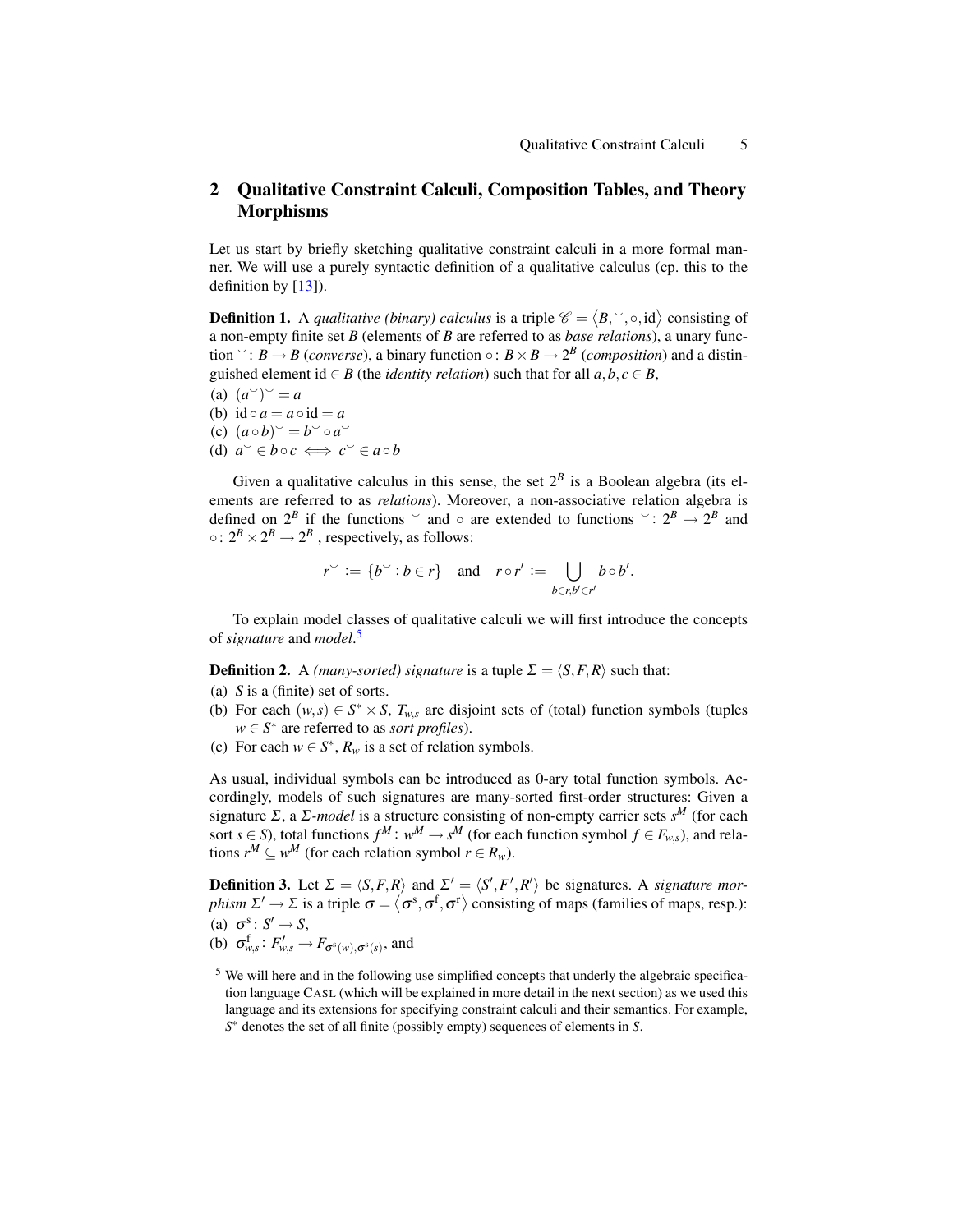## 2 Qualitative Constraint Calculi, Composition Tables, and Theory Morphisms

Let us start by briefly sketching qualitative constraint calculi in a more formal manner. We will use a purely syntactic definition of a qualitative calculus (cp. this to the definition by [13]).

**Definition 1.** A *qualitative (binary) calculus* is a triple $\mathscr{C} = \langle B, {}^{\smile}, \circ, \mathrm{id} \rangle$ consisting of a non-empty finite set $B$ (elements of $B$ are referred to as *base relations*), a unary function ${}^{\smile}\colon B \to B$ (*converse*), a binary function $\circ\colon B \times B \to 2^B$ (*composition*) and a distinguished element $\mathrm{id} \in B$ (the *identity relation*) such that for all $a, b, c \in B$,

(a) $(a^{\smile})^{\smile} = a$
(b) $\mathrm{id} \circ a = a \circ \mathrm{id} = a$
(c) $(a \circ b)^{\smile} = b^{\smile} \circ a^{\smile}$
(d) $a^{\smile} \in b \circ c \iff c^{\smile} \in a \circ b$

Given a qualitative calculus in this sense, the set $2^B$ is a Boolean algebra (its elements are referred to as *relations*). Moreover, a non-associative relation algebra is defined on $2^B$ if the functions ${}^{\smile}$ and $\circ$ are extended to functions ${}^{\smile}\colon 2^B \to 2^B$ and $\circ\colon 2^B \times 2^B \to 2^B$, respectively, as follows:

$$r^{\smile} := \{b^{\smile} : b \in r\} \quad \text{and} \quad r \circ r' := \bigcup_{b \in r, b' \in r'} b \circ b'.$$

To explain model classes of qualitative calculi we will first introduce the concepts of *signature* and *model*.[5]

**Definition 2.** A *(many-sorted) signature* is a tuple $\Sigma = \langle S, F, R \rangle$ such that:

(a) $S$ is a (finite) set of sorts.
(b) For each $(w, s) \in S^* \times S$, $T_{w,s}$ are disjoint sets of (total) function symbols (tuples $w \in S^*$ are referred to as *sort profiles*).
(c) For each $w \in S^*$, $R_w$ is a set of relation symbols.

As usual, individual symbols can be introduced as 0-ary total function symbols. Accordingly, models of such signatures are many-sorted first-order structures: Given a signature $\Sigma$, a $\Sigma$*-model* is a structure consisting of non-empty carrier sets $s^M$ (for each sort $s \in S$), total functions $f^M\colon w^M \to s^M$ (for each function symbol $f \in F_{w,s}$), and relations $r^M \subseteq w^M$ (for each relation symbol $r \in R_w$).

**Definition 3.** Let $\Sigma = \langle S, F, R \rangle$ and $\Sigma' = \langle S', F', R' \rangle$ be signatures. A *signature morphism* $\Sigma' \to \Sigma$ is a triple $\sigma = \langle \sigma^{\mathrm{s}}, \sigma^{\mathrm{f}}, \sigma^{\mathrm{r}} \rangle$ consisting of maps (families of maps, resp.):

(a) $\sigma^{\mathrm{s}}\colon S' \to S$,
(b) $\sigma^{\mathrm{f}}_{w,s}\colon F'_{w,s} \to F_{\sigma^{\mathrm{s}}(w), \sigma^{\mathrm{s}}(s)}$, and

[5] We will here and in the following use simplified concepts that underly the algebraic specification language CASL (which will be explained in more detail in the next section) as we used this language and its extensions for specifying constraint calculi and their semantics. For example, $S^*$ denotes the set of all finite (possibly empty) sequences of elements in $S$.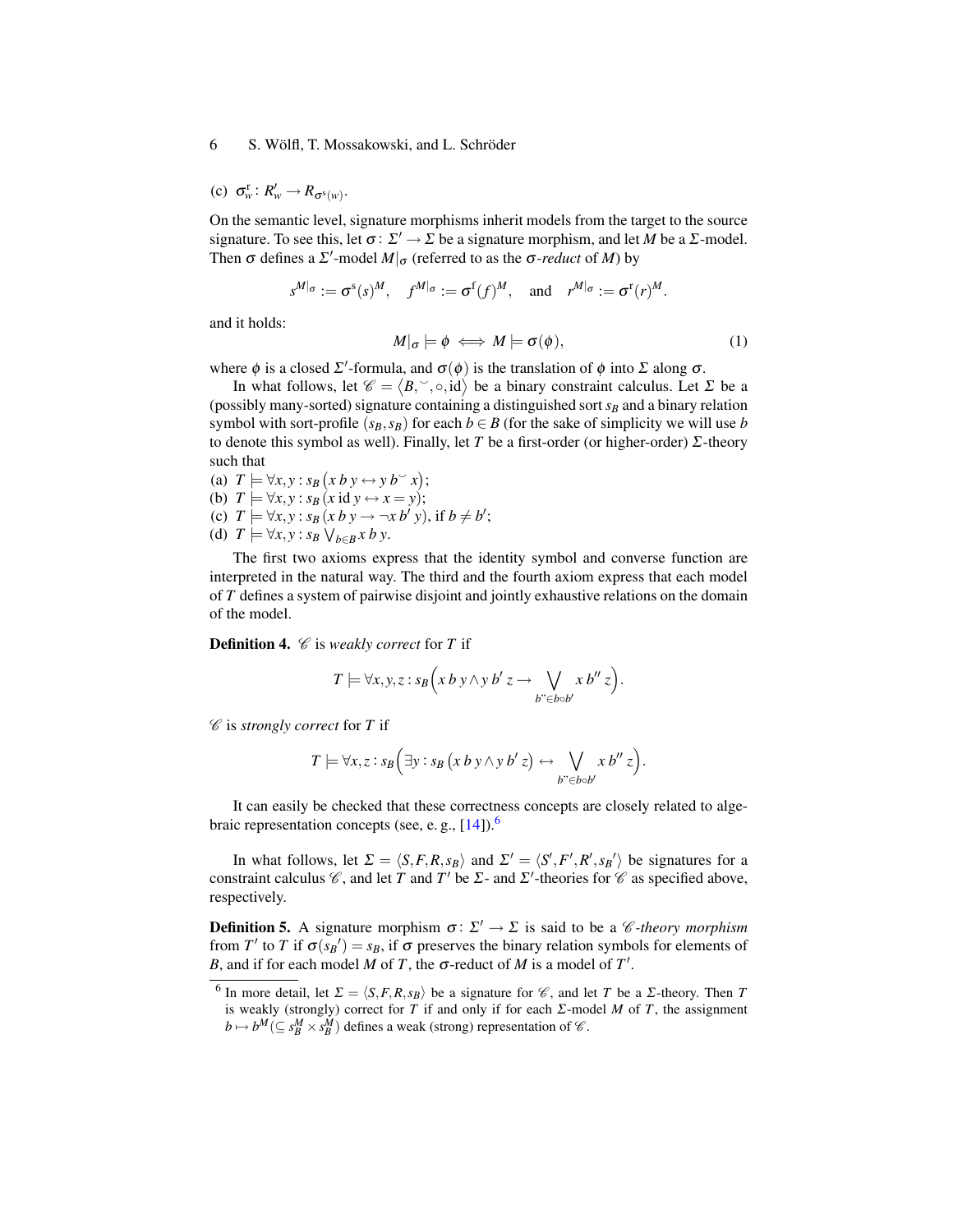(c) $\sigma^{\mathrm{r}}_w \colon R'_w \to R_{\sigma^{\mathrm{s}}(w)}$.

On the semantic level, signature morphisms inherit models from the target to the source signature. To see this, let $\sigma\colon \Sigma' \to \Sigma$ be a signature morphism, and let $M$ be a $\Sigma$-model. Then $\sigma$ defines a $\Sigma'$-model $M|_\sigma$ (referred to as the *$\sigma$-reduct* of $M$) by

$$s^{M|_\sigma} := \sigma^{\mathrm{s}}(s)^M, \quad f^{M|_\sigma} := \sigma^{\mathrm{f}}(f)^M, \quad \text{and} \quad r^{M|_\sigma} := \sigma^{\mathrm{r}}(r)^M.$$

and it holds:

$$M|_\sigma \models \phi \iff M \models \sigma(\phi), \tag{1}$$

where $\phi$ is a closed $\Sigma'$-formula, and $\sigma(\phi)$ is the translation of $\phi$ into $\Sigma$ along $\sigma$.

In what follows, let $\mathscr{C} = \langle B, \breve{}, \circ, \mathrm{id}\rangle$ be a binary constraint calculus. Let $\Sigma$ be a (possibly many-sorted) signature containing a distinguished sort $s_B$ and a binary relation symbol with sort-profile $(s_B, s_B)$ for each $b \in B$ (for the sake of simplicity we will use $b$ to denote this symbol as well). Finally, let $T$ be a first-order (or higher-order) $\Sigma$-theory such that

(a) $T \models \forall x, y : s_B \left(x\, b\, y \leftrightarrow y\, b^{\smile}\, x\right)$;
(b) $T \models \forall x, y : s_B \left(x \,\mathrm{id}\, y \leftrightarrow x = y\right)$;
(c) $T \models \forall x, y : s_B \left(x\, b\, y \to \neg x\, b'\, y\right)$, if $b \neq b'$;
(d) $T \models \forall x, y : s_B \bigvee_{b \in B} x\, b\, y$.

The first two axioms express that the identity symbol and converse function are interpreted in the natural way. The third and the fourth axiom express that each model of $T$ defines a system of pairwise disjoint and jointly exhaustive relations on the domain of the model.

**Definition 4.** $\mathscr{C}$ is *weakly correct* for $T$ if

$$T \models \forall x, y, z : s_B \Big(x\, b\, y \wedge y\, b'\, z \to \bigvee_{b'' \in b \circ b'} x\, b''\, z\Big).$$

$\mathscr{C}$ is *strongly correct* for $T$ if

$$T \models \forall x, z : s_B \Big(\exists y : s_B \left(x\, b\, y \wedge y\, b'\, z\right) \leftrightarrow \bigvee_{b'' \in b \circ b'} x\, b''\, z\Big).$$

It can easily be checked that these correctness concepts are closely related to algebraic representation concepts (see, e. g., [14]).[6]

In what follows, let $\Sigma = \langle S, F, R, s_B\rangle$ and $\Sigma' = \langle S', F', R', s_B{}'\rangle$ be signatures for a constraint calculus $\mathscr{C}$, and let $T$ and $T'$ be $\Sigma$- and $\Sigma'$-theories for $\mathscr{C}$ as specified above, respectively.

**Definition 5.** A signature morphism $\sigma\colon \Sigma' \to \Sigma$ is said to be a *$\mathscr{C}$-theory morphism* from $T'$ to $T$ if $\sigma(s_B{}') = s_B$, if $\sigma$ preserves the binary relation symbols for elements of $B$, and if for each model $M$ of $T$, the $\sigma$-reduct of $M$ is a model of $T'$.

---

[6] In more detail, let $\Sigma = \langle S, F, R, s_B\rangle$ be a signature for $\mathscr{C}$, and let $T$ be a $\Sigma$-theory. Then $T$ is weakly (strongly) correct for $T$ if and only if for each $\Sigma$-model $M$ of $T$, the assignment $b \mapsto b^M (\subseteq s_B^M \times s_B^M)$ defines a weak (strong) representation of $\mathscr{C}$.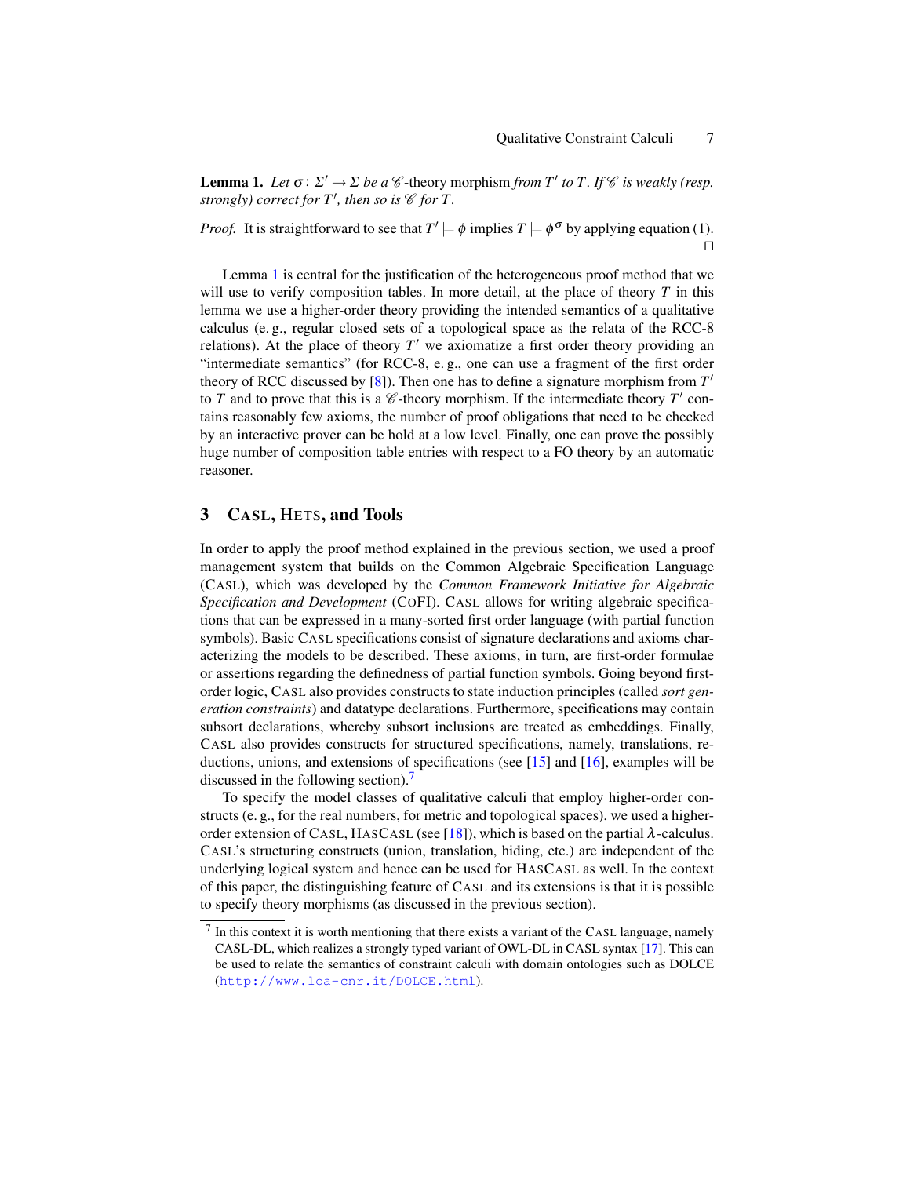**Lemma 1.** *Let $\sigma\colon \Sigma' \to \Sigma$ be a $\mathscr{C}$-*theory morphism *from $T'$ to $T$. If $\mathscr{C}$ is weakly (resp. strongly) correct for $T'$, then so is $\mathscr{C}$ for $T$.*

*Proof.* It is straightforward to see that $T' \models \phi$ implies $T \models \phi^{\sigma}$ by applying equation (1). $\square$

Lemma 1 is central for the justification of the heterogeneous proof method that we will use to verify composition tables. In more detail, at the place of theory $T$ in this lemma we use a higher-order theory providing the intended semantics of a qualitative calculus (e. g., regular closed sets of a topological space as the relata of the RCC-8 relations). At the place of theory $T'$ we axiomatize a first order theory providing an "intermediate semantics" (for RCC-8, e. g., one can use a fragment of the first order theory of RCC discussed by [8]). Then one has to define a signature morphism from $T'$ to $T$ and to prove that this is a $\mathscr{C}$-theory morphism. If the intermediate theory $T'$ contains reasonably few axioms, the number of proof obligations that need to be checked by an interactive prover can be hold at a low level. Finally, one can prove the possibly huge number of composition table entries with respect to a FO theory by an automatic reasoner.

## 3 CASL, HETS, and Tools

In order to apply the proof method explained in the previous section, we used a proof management system that builds on the Common Algebraic Specification Language (CASL), which was developed by the *Common Framework Initiative for Algebraic Specification and Development* (COFI). CASL allows for writing algebraic specifications that can be expressed in a many-sorted first order language (with partial function symbols). Basic CASL specifications consist of signature declarations and axioms characterizing the models to be described. These axioms, in turn, are first-order formulae or assertions regarding the definedness of partial function symbols. Going beyond first-order logic, CASL also provides constructs to state induction principles (called *sort generation constraints*) and datatype declarations. Furthermore, specifications may contain subsort declarations, whereby subsort inclusions are treated as embeddings. Finally, CASL also provides constructs for structured specifications, namely, translations, reductions, unions, and extensions of specifications (see [15] and [16], examples will be discussed in the following section).[7]

To specify the model classes of qualitative calculi that employ higher-order constructs (e. g., for the real numbers, for metric and topological spaces). we used a higher-order extension of CASL, HASCASL (see [18]), which is based on the partial $\lambda$-calculus. CASL's structuring constructs (union, translation, hiding, etc.) are independent of the underlying logical system and hence can be used for HASCASL as well. In the context of this paper, the distinguishing feature of CASL and its extensions is that it is possible to specify theory morphisms (as discussed in the previous section).

[7] In this context it is worth mentioning that there exists a variant of the CASL language, namely CASL-DL, which realizes a strongly typed variant of OWL-DL in CASL syntax [17]. This can be used to relate the semantics of constraint calculi with domain ontologies such as DOLCE (http://www.loa-cnr.it/DOLCE.html).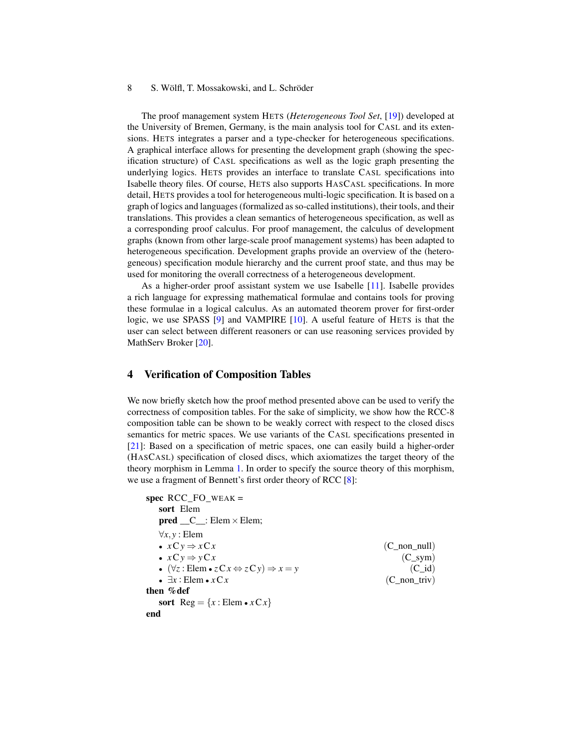The proof management system HETS (*Heterogeneous Tool Set*, [19]) developed at the University of Bremen, Germany, is the main analysis tool for CASL and its extensions. HETS integrates a parser and a type-checker for heterogeneous specifications. A graphical interface allows for presenting the development graph (showing the specification structure) of CASL specifications as well as the logic graph presenting the underlying logics. HETS provides an interface to translate CASL specifications into Isabelle theory files. Of course, HETS also supports HASCASL specifications. In more detail, HETS provides a tool for heterogeneous multi-logic specification. It is based on a graph of logics and languages (formalized as so-called institutions), their tools, and their translations. This provides a clean semantics of heterogeneous specification, as well as a corresponding proof calculus. For proof management, the calculus of development graphs (known from other large-scale proof management systems) has been adapted to heterogeneous specification. Development graphs provide an overview of the (heterogeneous) specification module hierarchy and the current proof state, and thus may be used for monitoring the overall correctness of a heterogeneous development.

As a higher-order proof assistant system we use Isabelle [11]. Isabelle provides a rich language for expressing mathematical formulae and contains tools for proving these formulae in a logical calculus. As an automated theorem prover for first-order logic, we use SPASS [9] and VAMPIRE [10]. A useful feature of HETS is that the user can select between different reasoners or can use reasoning services provided by MathServ Broker [20].

## 4 Verification of Composition Tables

We now briefly sketch how the proof method presented above can be used to verify the correctness of composition tables. For the sake of simplicity, we show how the RCC-8 composition table can be shown to be weakly correct with respect to the closed discs semantics for metric spaces. We use variants of the CASL specifications presented in [21]: Based on a specification of metric spaces, one can easily build a higher-order (HASCASL) specification of closed discs, which axiomatizes the target theory of the theory morphism in Lemma 1. In order to specify the source theory of this morphism, we use a fragment of Bennett's first order theory of RCC [8]:

```
spec RCC_FO_WEAK =
    sort Elem
    pred __C__: Elem × Elem;
    ∀x, y : Elem
    • x C y ⇒ x C x                                    (C_non_null)
    • x C y ⇒ y C x                                    (C_sym)
    • (∀z : Elem • z C x ⇔ z C y) ⇒ x = y              (C_id)
    • ∃x : Elem • x C x                                (C_non_triv)
then %def
    sort Reg = {x : Elem • x C x}
end
```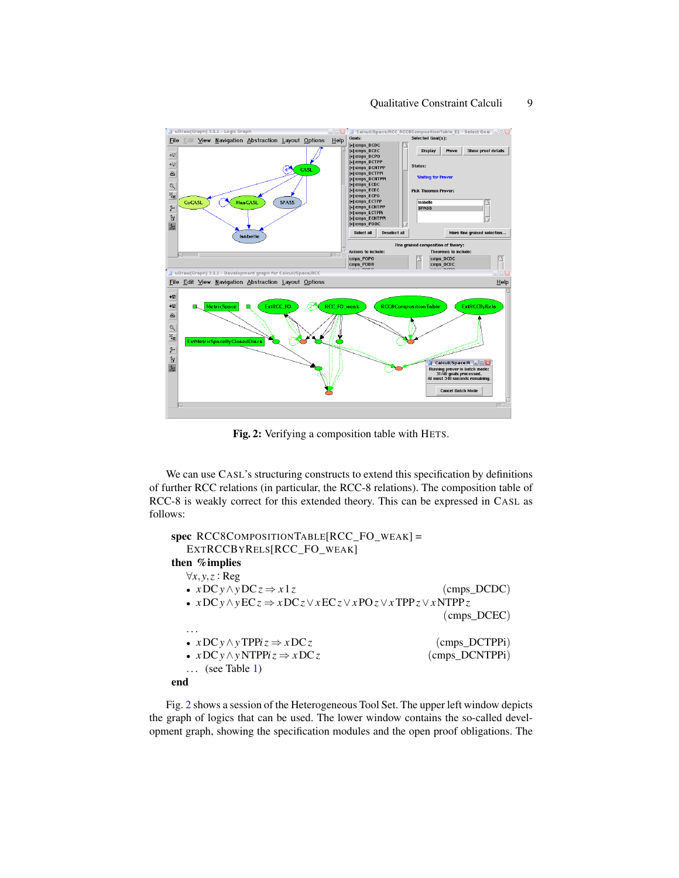**Fig. 2:** Verifying a composition table with HETS.

We can use CASL's structuring constructs to extend this specification by definitions of further RCC relations (in particular, the RCC-8 relations). The composition table of RCC-8 is weakly correct for this extended theory. This can be expressed in CASL as follows:

**spec** RCC8COMPOSITIONTABLE[RCC_FO_WEAK] =
  EXTRCCBYRELS[RCC_FO_WEAK]
**then** **%implies**
  $\forall x, y, z : \mathrm{Reg}$
- $x\,\mathrm{DC}\,y \wedge y\,\mathrm{DC}\,z \Rightarrow x\,1\,z$ (cmps_DCDC)
- $x\,\mathrm{DC}\,y \wedge y\,\mathrm{EC}\,z \Rightarrow x\,\mathrm{DC}\,z \vee x\,\mathrm{EC}\,z \vee x\,\mathrm{PO}\,z \vee x\,\mathrm{TPP}\,z \vee x\,\mathrm{NTPP}\,z$ (cmps_DCEC)

  ...
- $x\,\mathrm{DC}\,y \wedge y\,\mathrm{TPPi}\,z \Rightarrow x\,\mathrm{DC}\,z$ (cmps_DCTPPi)
- $x\,\mathrm{DC}\,y \wedge y\,\mathrm{NTPPi}\,z \Rightarrow x\,\mathrm{DC}\,z$ (cmps_DCNTPPi)

  ... (see Table 1)

**end**

Fig. 2 shows a session of the Heterogeneous Tool Set. The upper left window depicts the graph of logics that can be used. The lower window contains the so-called development graph, showing the specification modules and the open proof obligations. The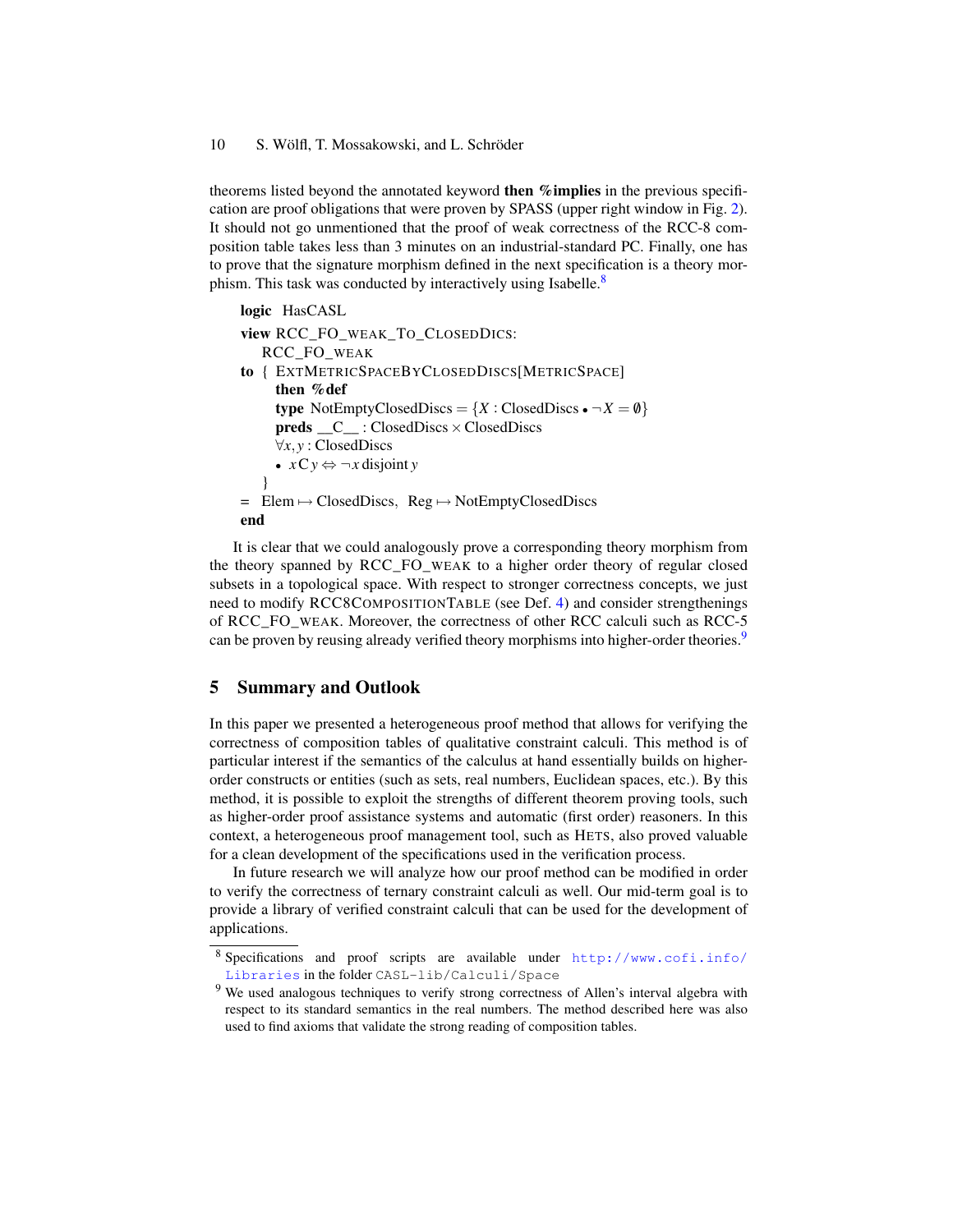theorems listed beyond the annotated keyword **then %implies** in the previous specification are proof obligations that were proven by SPASS (upper right window in Fig. 2). It should not go unmentioned that the proof of weak correctness of the RCC-8 composition table takes less than 3 minutes on an industrial-standard PC. Finally, one has to prove that the signature morphism defined in the next specification is a theory morphism. This task was conducted by interactively using Isabelle.[8]

```
logic HasCASL
view RCC_FO_WEAK_TO_CLOSEDDICS:
   RCC_FO_WEAK
to { EXTMETRICSPACEBYCLOSEDDISCS[METRICSPACE]
      then %def
      type NotEmptyClosedDiscs = {X : ClosedDiscs • ¬X = ∅}
      preds __C__ : ClosedDiscs × ClosedDiscs
      ∀x, y : ClosedDiscs
      • x C y ⇔ ¬x disjoint y
   }
=  Elem ↦ ClosedDiscs,  Reg ↦ NotEmptyClosedDiscs
end
```

It is clear that we could analogously prove a corresponding theory morphism from the theory spanned by RCC_FO_WEAK to a higher order theory of regular closed subsets in a topological space. With respect to stronger correctness concepts, we just need to modify RCC8COMPOSITIONTABLE (see Def. 4) and consider strengthenings of RCC_FO_WEAK. Moreover, the correctness of other RCC calculi such as RCC-5 can be proven by reusing already verified theory morphisms into higher-order theories.[9]

## 5 Summary and Outlook

In this paper we presented a heterogeneous proof method that allows for verifying the correctness of composition tables of qualitative constraint calculi. This method is of particular interest if the semantics of the calculus at hand essentially builds on higher-order constructs or entities (such as sets, real numbers, Euclidean spaces, etc.). By this method, it is possible to exploit the strengths of different theorem proving tools, such as higher-order proof assistance systems and automatic (first order) reasoners. In this context, a heterogeneous proof management tool, such as HETS, also proved valuable for a clean development of the specifications used in the verification process.

In future research we will analyze how our proof method can be modified in order to verify the correctness of ternary constraint calculi as well. Our mid-term goal is to provide a library of verified constraint calculi that can be used for the development of applications.

---

[8] Specifications and proof scripts are available under http://www.cofi.info/Libraries in the folder CASL-lib/Calculi/Space

[9] We used analogous techniques to verify strong correctness of Allen's interval algebra with respect to its standard semantics in the real numbers. The method described here was also used to find axioms that validate the strong reading of composition tables.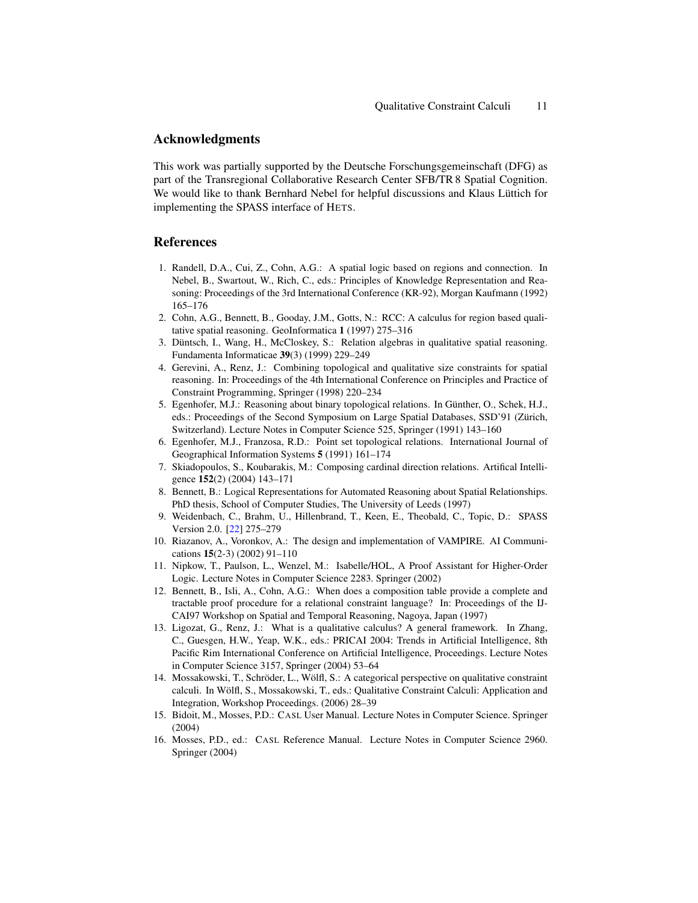## Acknowledgments

This work was partially supported by the Deutsche Forschungsgemeinschaft (DFG) as part of the Transregional Collaborative Research Center SFB/TR 8 Spatial Cognition. We would like to thank Bernhard Nebel for helpful discussions and Klaus Lüttich for implementing the SPASS interface of HETS.

## References

1. Randell, D.A., Cui, Z., Cohn, A.G.: A spatial logic based on regions and connection. In Nebel, B., Swartout, W., Rich, C., eds.: Principles of Knowledge Representation and Reasoning: Proceedings of the 3rd International Conference (KR-92), Morgan Kaufmann (1992) 165–176
2. Cohn, A.G., Bennett, B., Gooday, J.M., Gotts, N.: RCC: A calculus for region based qualitative spatial reasoning. GeoInformatica **1** (1997) 275–316
3. Düntsch, I., Wang, H., McCloskey, S.: Relation algebras in qualitative spatial reasoning. Fundamenta Informaticae **39**(3) (1999) 229–249
4. Gerevini, A., Renz, J.: Combining topological and qualitative size constraints for spatial reasoning. In: Proceedings of the 4th International Conference on Principles and Practice of Constraint Programming, Springer (1998) 220–234
5. Egenhofer, M.J.: Reasoning about binary topological relations. In Günther, O., Schek, H.J., eds.: Proceedings of the Second Symposium on Large Spatial Databases, SSD'91 (Zürich, Switzerland). Lecture Notes in Computer Science 525, Springer (1991) 143–160
6. Egenhofer, M.J., Franzosa, R.D.: Point set topological relations. International Journal of Geographical Information Systems **5** (1991) 161–174
7. Skiadopoulos, S., Koubarakis, M.: Composing cardinal direction relations. Artifical Intelligence **152**(2) (2004) 143–171
8. Bennett, B.: Logical Representations for Automated Reasoning about Spatial Relationships. PhD thesis, School of Computer Studies, The University of Leeds (1997)
9. Weidenbach, C., Brahm, U., Hillenbrand, T., Keen, E., Theobald, C., Topic, D.: SPASS Version 2.0. [22] 275–279
10. Riazanov, A., Voronkov, A.: The design and implementation of VAMPIRE. AI Communications **15**(2-3) (2002) 91–110
11. Nipkow, T., Paulson, L., Wenzel, M.: Isabelle/HOL, A Proof Assistant for Higher-Order Logic. Lecture Notes in Computer Science 2283. Springer (2002)
12. Bennett, B., Isli, A., Cohn, A.G.: When does a composition table provide a complete and tractable proof procedure for a relational constraint language? In: Proceedings of the IJCAI97 Workshop on Spatial and Temporal Reasoning, Nagoya, Japan (1997)
13. Ligozat, G., Renz, J.: What is a qualitative calculus? A general framework. In Zhang, C., Guesgen, H.W., Yeap, W.K., eds.: PRICAI 2004: Trends in Artificial Intelligence, 8th Pacific Rim International Conference on Artificial Intelligence, Proceedings. Lecture Notes in Computer Science 3157, Springer (2004) 53–64
14. Mossakowski, T., Schröder, L., Wölfl, S.: A categorical perspective on qualitative constraint calculi. In Wölfl, S., Mossakowski, T., eds.: Qualitative Constraint Calculi: Application and Integration, Workshop Proceedings. (2006) 28–39
15. Bidoit, M., Mosses, P.D.: CASL User Manual. Lecture Notes in Computer Science. Springer (2004)
16. Mosses, P.D., ed.: CASL Reference Manual. Lecture Notes in Computer Science 2960. Springer (2004)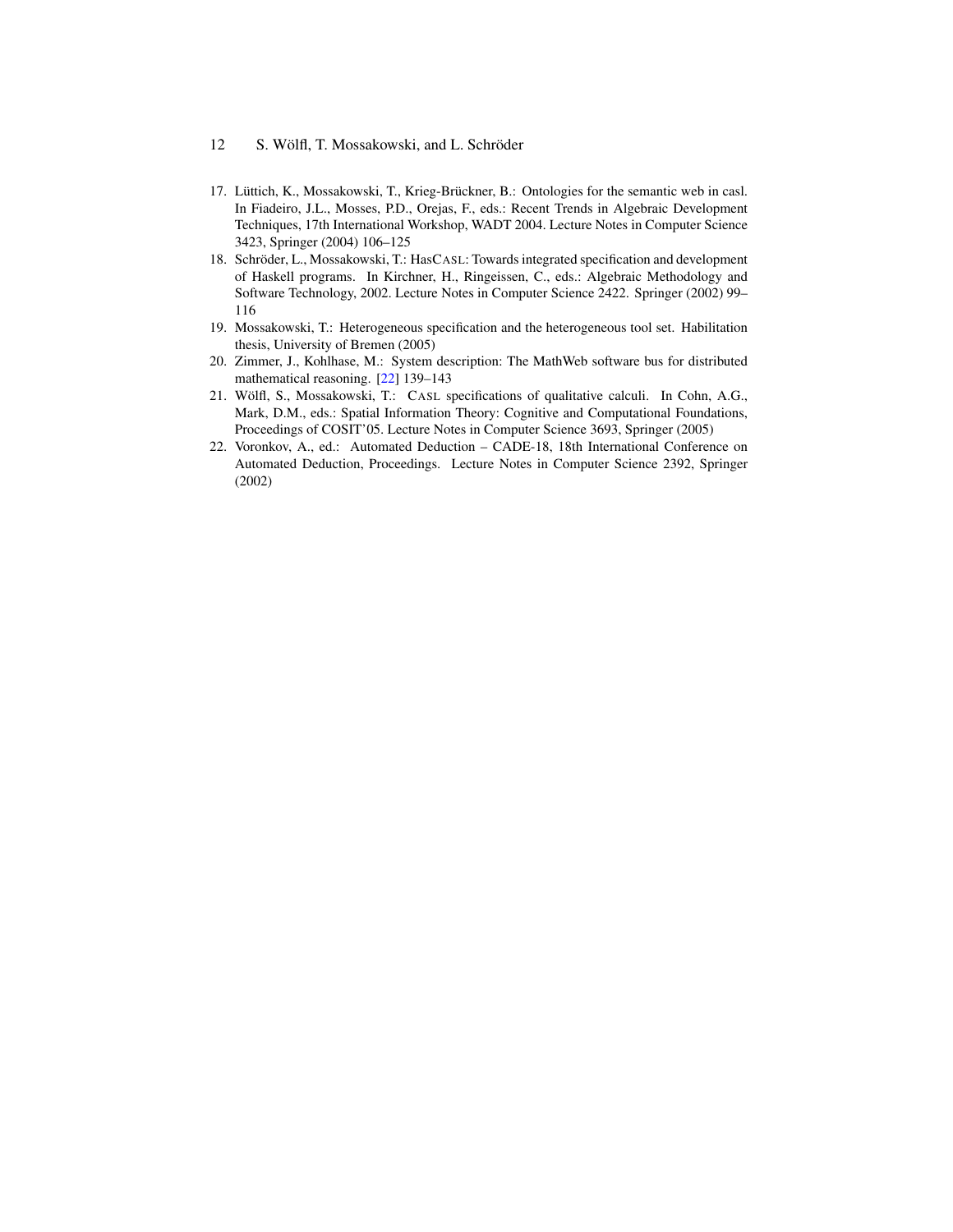17. Lüttich, K., Mossakowski, T., Krieg-Brückner, B.: Ontologies for the semantic web in casl. In Fiadeiro, J.L., Mosses, P.D., Orejas, F., eds.: Recent Trends in Algebraic Development Techniques, 17th International Workshop, WADT 2004. Lecture Notes in Computer Science 3423, Springer (2004) 106–125
18. Schröder, L., Mossakowski, T.: HasCASL: Towards integrated specification and development of Haskell programs. In Kirchner, H., Ringeissen, C., eds.: Algebraic Methodology and Software Technology, 2002. Lecture Notes in Computer Science 2422. Springer (2002) 99–116
19. Mossakowski, T.: Heterogeneous specification and the heterogeneous tool set. Habilitation thesis, University of Bremen (2005)
20. Zimmer, J., Kohlhase, M.: System description: The MathWeb software bus for distributed mathematical reasoning. [22] 139–143
21. Wölfl, S., Mossakowski, T.: CASL specifications of qualitative calculi. In Cohn, A.G., Mark, D.M., eds.: Spatial Information Theory: Cognitive and Computational Foundations, Proceedings of COSIT'05. Lecture Notes in Computer Science 3693, Springer (2005)
22. Voronkov, A., ed.: Automated Deduction – CADE-18, 18th International Conference on Automated Deduction, Proceedings. Lecture Notes in Computer Science 2392, Springer (2002)